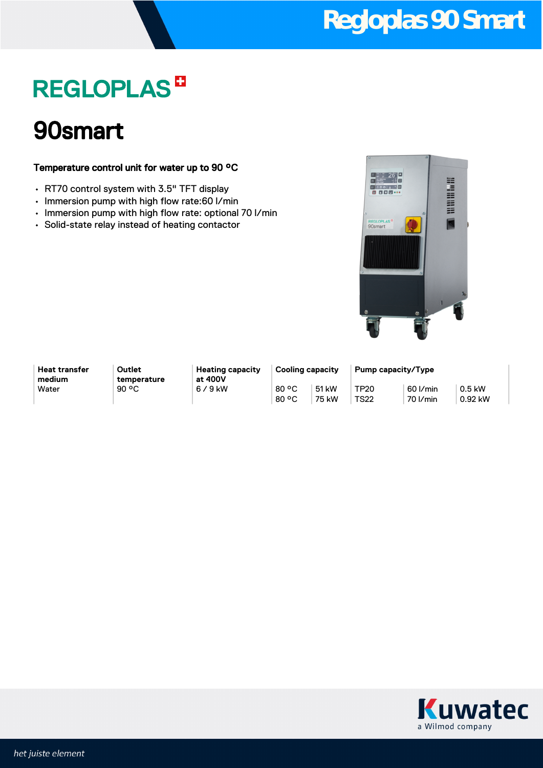# Regloplas 90 Smart

## REGLOPLAS

# 90smart

**Temperature control unit for water up to 90 °C**

- RT70 control system with 3.5" TFT display
- Immersion pump with high flow rate:60 l/min
- Immersion pump with high flow rate: optional 70 l/min
- Solid-state relay instead of heating contactor

| Heat transfer medium | Outlet temperature | Heating capacity at 400V | Cooling capacity | | Pump capacity/Type | | |
|---|---|---|---|---|---|---|---|
| Water | 90 °C | 6 / 9 kW | 80 °C | 51 kW | TP20 | 60 l/min | 0.5 kW |
| | | | 80 °C | 75 kW | TS22 | 70 l/min | 0.92 kW |

Kuwatec
a Wilmod company

*het juiste element*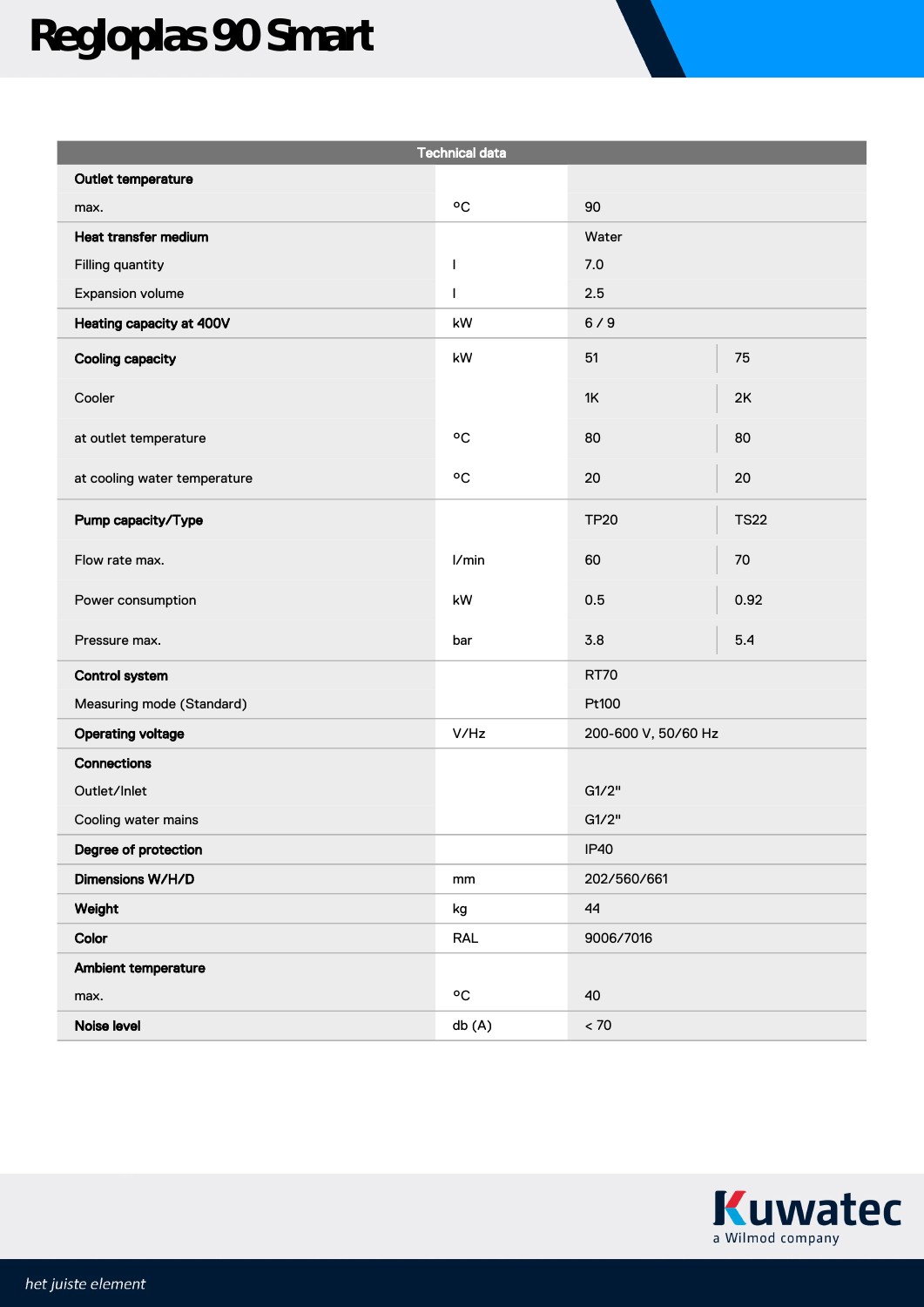# Regloplas 90 Smart

| Technical data | | | |
|---|---|---|---|
| **Outlet temperature** | | | |
| max. | °C | 90 | |
| **Heat transfer medium** | | Water | |
| Filling quantity | l | 7.0 | |
| Expansion volume | l | 2.5 | |
| **Heating capacity at 400V** | kW | 6 / 9 | |
| **Cooling capacity** | kW | 51 | 75 |
| Cooler | | 1K | 2K |
| at outlet temperature | °C | 80 | 80 |
| at cooling water temperature | °C | 20 | 20 |
| **Pump capacity/Type** | | TP20 | TS22 |
| Flow rate max. | l/min | 60 | 70 |
| Power consumption | kW | 0.5 | 0.92 |
| Pressure max. | bar | 3.8 | 5.4 |
| **Control system** | | RT70 | |
| Measuring mode (Standard) | | Pt100 | |
| **Operating voltage** | V/Hz | 200-600 V, 50/60 Hz | |
| **Connections** | | | |
| Outlet/Inlet | | G1/2" | |
| Cooling water mains | | G1/2" | |
| **Degree of protection** | | IP40 | |
| **Dimensions W/H/D** | mm | 202/560/661 | |
| **Weight** | kg | 44 | |
| **Color** | RAL | 9006/7016 | |
| **Ambient temperature** | | | |
| max. | °C | 40 | |
| **Noise level** | db (A) | < 70 | |

Kuwatec
a Wilmod company

*het juiste element*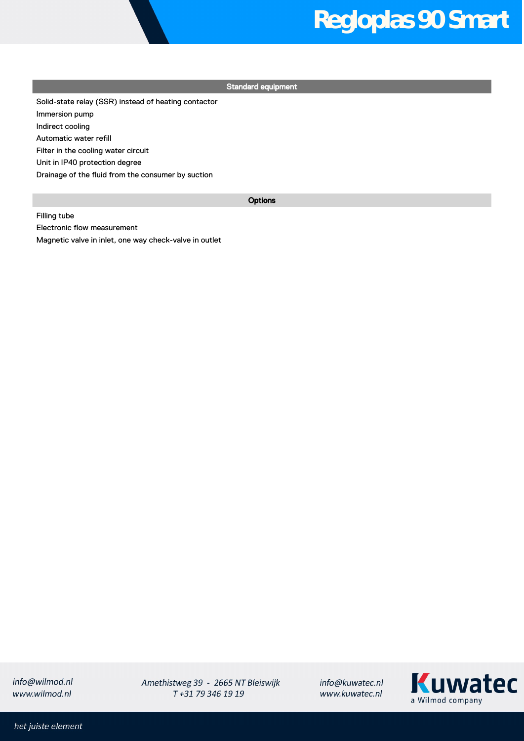| Standard equipment |
|---|
| Solid-state relay (SSR) instead of heating contactor |
| Immersion pump |
| Indirect cooling |
| Automatic water refill |
| Filter in the cooling water circuit |
| Unit in IP40 protection degree |
| Drainage of the fluid from the consumer by suction |

| Options |
|---|
| Filling tube |
| Electronic flow measurement |
| Magnetic valve in inlet, one way check-valve in outlet |